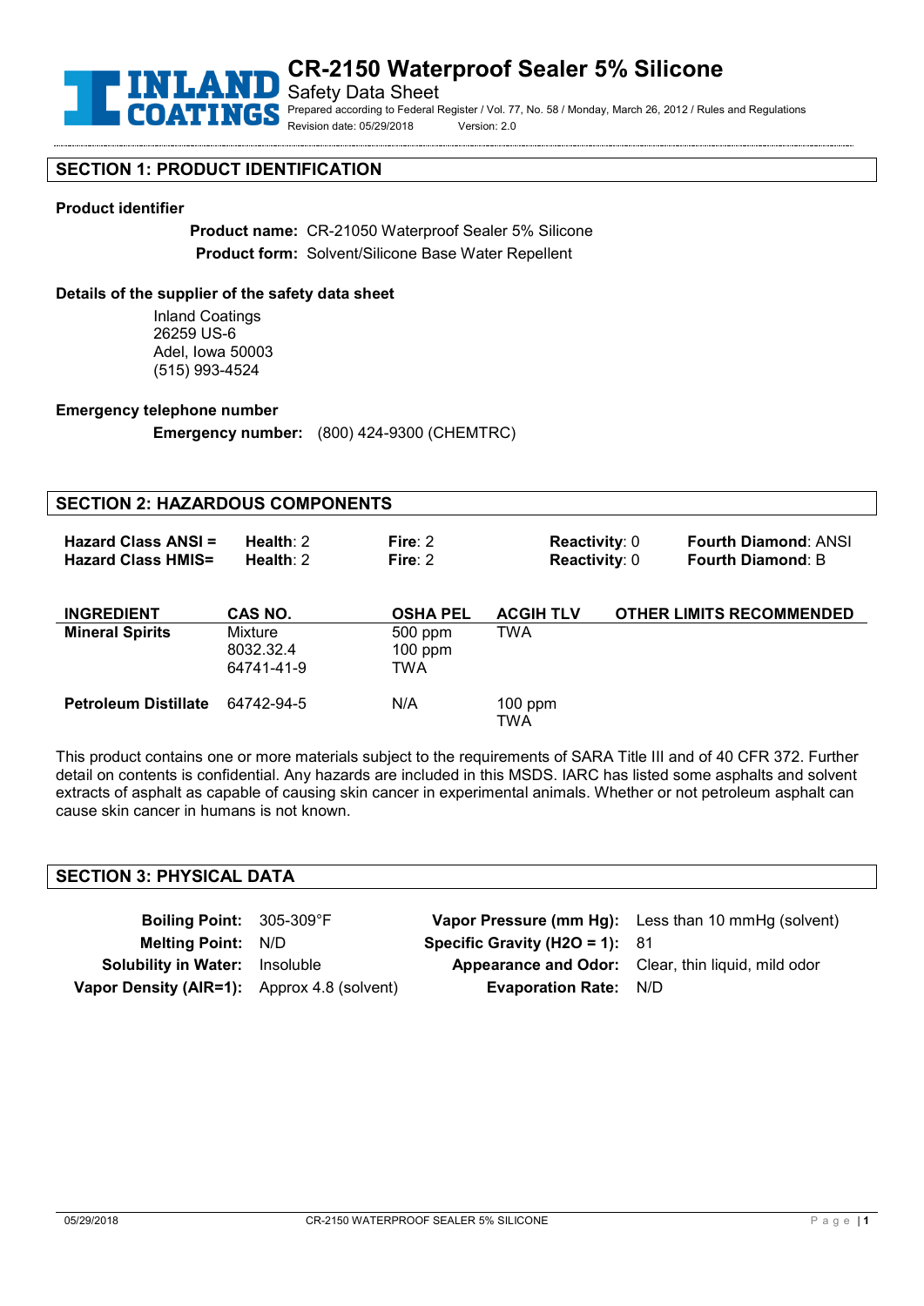# CR-2150 Waterproof Sealer 5% Silicone

Safety Data Sheet

Prepared according to Federal Register / Vol. 77, No. 58 / Monday, March 26, 2012 / Rules and Regulations

Revision date: 05/29/2018 Version: 2.0

## SECTION 1: PRODUCT IDENTIFICATION

**Product identifier**

**Product name:** CR-21050 Waterproof Sealer 5% Silicone

**Product form:** Solvent/Silicone Base Water Repellent

**Details of the supplier of the safety data sheet**

Inland Coatings
26259 US-6
Adel, Iowa 50003
(515) 993-4524

**Emergency telephone number**

**Emergency number:** (800) 424-9300 (CHEMTRC)

## SECTION 2: HAZARDOUS COMPONENTS

| | | | | |
|---|---|---|---|---|
| **Hazard Class ANSI =** | **Health**: 2 | **Fire**: 2 | **Reactivity**: 0 | **Fourth Diamond**: ANSI |
| **Hazard Class HMIS=** | **Health**: 2 | **Fire**: 2 | **Reactivity**: 0 | **Fourth Diamond**: B |

| INGREDIENT | CAS NO. | OSHA PEL | ACGIH TLV | OTHER LIMITS RECOMMENDED |
|---|---|---|---|---|
| **Mineral Spirits** | Mixture 8032.32.4 64741-41-9 | 500 ppm 100 ppm TWA | TWA | |
| **Petroleum Distillate** | 64742-94-5 | N/A | 100 ppm TWA | |

This product contains one or more materials subject to the requirements of SARA Title III and of 40 CFR 372. Further detail on contents is confidential. Any hazards are included in this MSDS. IARC has listed some asphalts and solvent extracts of asphalt as capable of causing skin cancer in experimental animals. Whether or not petroleum asphalt can cause skin cancer in humans is not known.

## SECTION 3: PHYSICAL DATA

| | | | |
|---|---|---|---|
| **Boiling Point:** | 305-309°F | **Vapor Pressure (mm Hg):** | Less than 10 mmHg (solvent) |
| **Melting Point:** | N/D | **Specific Gravity (H2O = 1):** | 81 |
| **Solubility in Water:** | Insoluble | **Appearance and Odor:** | Clear, thin liquid, mild odor |
| **Vapor Density (AIR=1):** | Approx 4.8 (solvent) | **Evaporation Rate:** | N/D |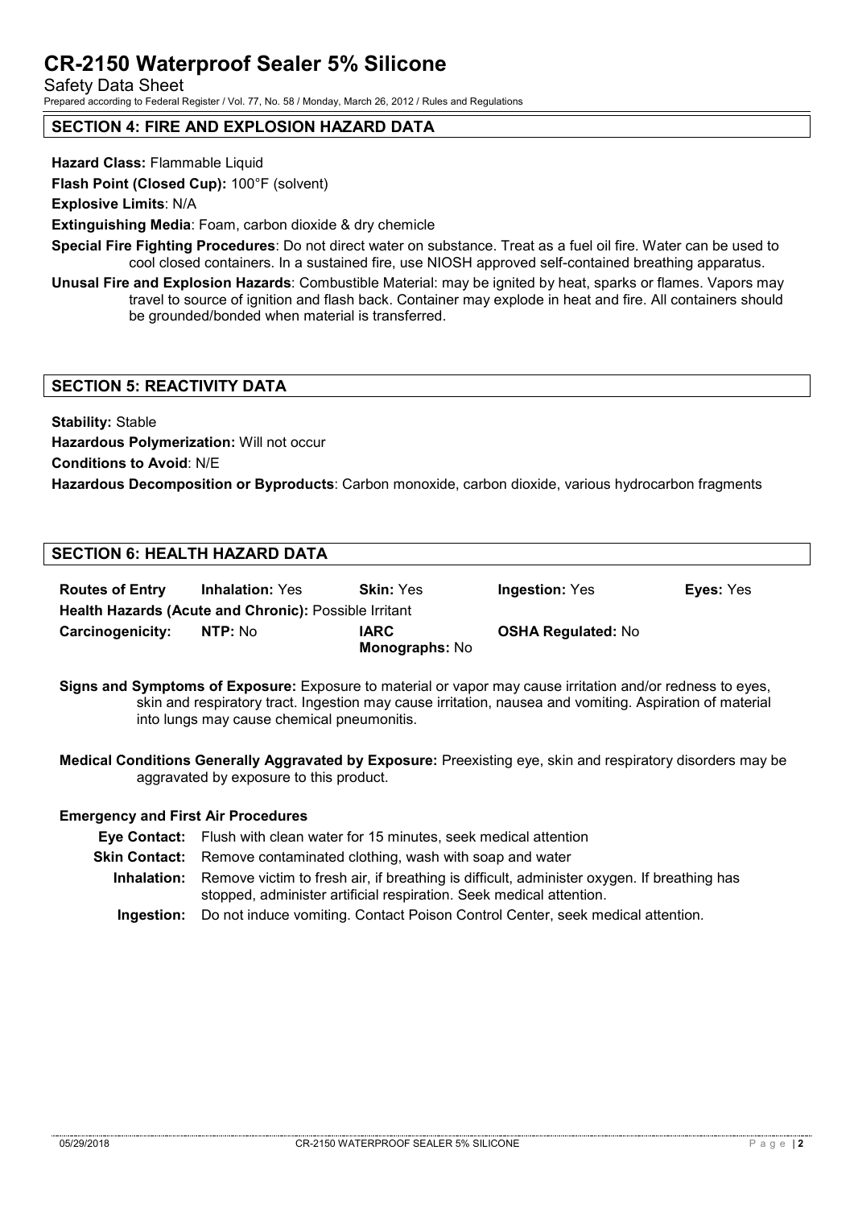## SECTION 4: FIRE AND EXPLOSION HAZARD DATA

**Hazard Class:** Flammable Liquid

**Flash Point (Closed Cup):** 100°F (solvent)

**Explosive Limits**: N/A

**Extinguishing Media**: Foam, carbon dioxide & dry chemicle

**Special Fire Fighting Procedures**: Do not direct water on substance. Treat as a fuel oil fire. Water can be used to cool closed containers. In a sustained fire, use NIOSH approved self-contained breathing apparatus.

**Unusal Fire and Explosion Hazards**: Combustible Material: may be ignited by heat, sparks or flames. Vapors may travel to source of ignition and flash back. Container may explode in heat and fire. All containers should be grounded/bonded when material is transferred.

## SECTION 5: REACTIVITY DATA

**Stability:** Stable

**Hazardous Polymerization:** Will not occur

**Conditions to Avoid**: N/E

**Hazardous Decomposition or Byproducts**: Carbon monoxide, carbon dioxide, various hydrocarbon fragments

## SECTION 6: HEALTH HAZARD DATA

| **Routes of Entry** | **Inhalation:** Yes | **Skin:** Yes | **Ingestion:** Yes | **Eyes:** Yes |
|---|---|---|---|---|
| **Health Hazards (Acute and Chronic):** Possible Irritant | | | | |
| **Carcinogenicity:** | **NTP:** No | **IARC Monographs:** No | **OSHA Regulated:** No | |

**Signs and Symptoms of Exposure:** Exposure to material or vapor may cause irritation and/or redness to eyes, skin and respiratory tract. Ingestion may cause irritation, nausea and vomiting. Aspiration of material into lungs may cause chemical pneumonitis.

**Medical Conditions Generally Aggravated by Exposure:** Preexisting eye, skin and respiratory disorders may be aggravated by exposure to this product.

**Emergency and First Air Procedures**

**Eye Contact:** Flush with clean water for 15 minutes, seek medical attention

**Skin Contact:** Remove contaminated clothing, wash with soap and water

**Inhalation:** Remove victim to fresh air, if breathing is difficult, administer oxygen. If breathing has stopped, administer artificial respiration. Seek medical attention.

**Ingestion:** Do not induce vomiting. Contact Poison Control Center, seek medical attention.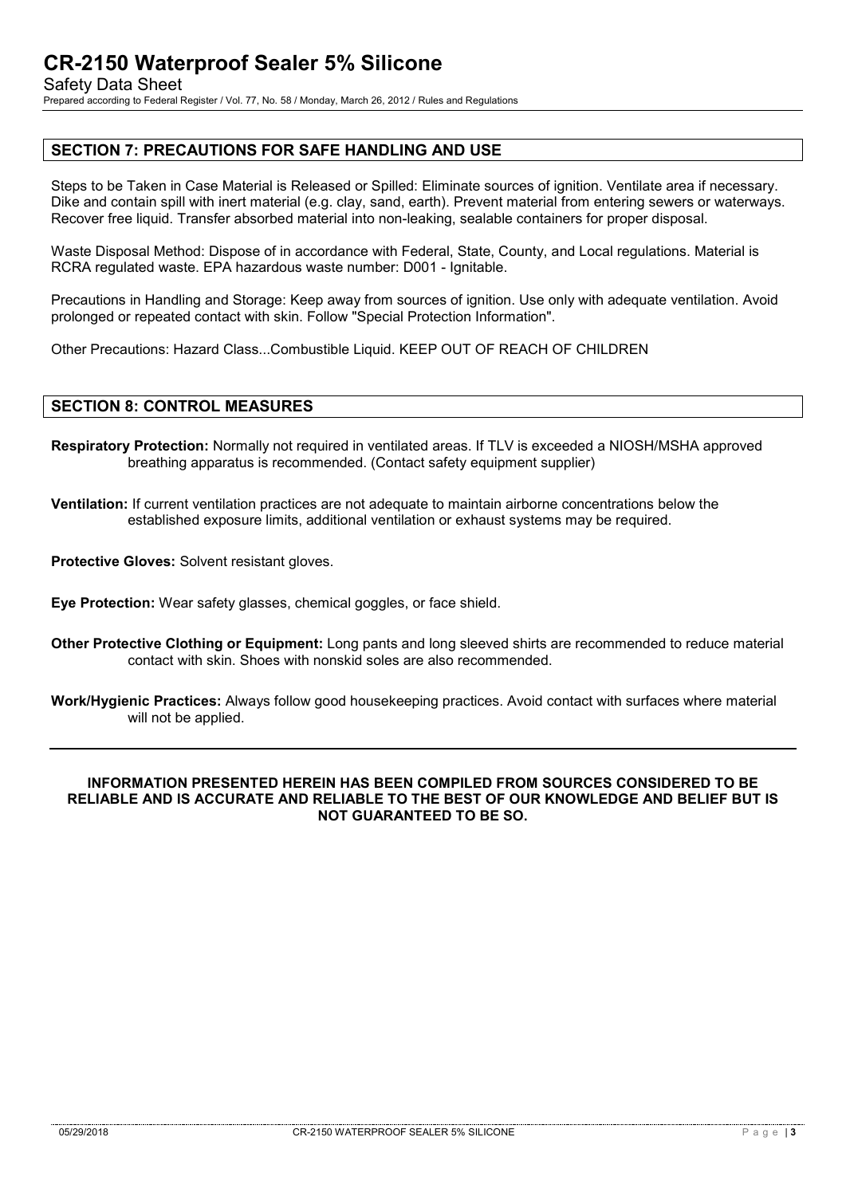## SECTION 7: PRECAUTIONS FOR SAFE HANDLING AND USE

Steps to be Taken in Case Material is Released or Spilled: Eliminate sources of ignition. Ventilate area if necessary. Dike and contain spill with inert material (e.g. clay, sand, earth). Prevent material from entering sewers or waterways. Recover free liquid. Transfer absorbed material into non-leaking, sealable containers for proper disposal.

Waste Disposal Method: Dispose of in accordance with Federal, State, County, and Local regulations. Material is RCRA regulated waste. EPA hazardous waste number: D001 - Ignitable.

Precautions in Handling and Storage: Keep away from sources of ignition. Use only with adequate ventilation. Avoid prolonged or repeated contact with skin. Follow "Special Protection Information".

Other Precautions: Hazard Class...Combustible Liquid. KEEP OUT OF REACH OF CHILDREN

## SECTION 8: CONTROL MEASURES

**Respiratory Protection:** Normally not required in ventilated areas. If TLV is exceeded a NIOSH/MSHA approved breathing apparatus is recommended. (Contact safety equipment supplier)

**Ventilation:** If current ventilation practices are not adequate to maintain airborne concentrations below the established exposure limits, additional ventilation or exhaust systems may be required.

**Protective Gloves:** Solvent resistant gloves.

**Eye Protection:** Wear safety glasses, chemical goggles, or face shield.

**Other Protective Clothing or Equipment:** Long pants and long sleeved shirts are recommended to reduce material contact with skin. Shoes with nonskid soles are also recommended.

**Work/Hygienic Practices:** Always follow good housekeeping practices. Avoid contact with surfaces where material will not be applied.

---

**INFORMATION PRESENTED HEREIN HAS BEEN COMPILED FROM SOURCES CONSIDERED TO BE RELIABLE AND IS ACCURATE AND RELIABLE TO THE BEST OF OUR KNOWLEDGE AND BELIEF BUT IS NOT GUARANTEED TO BE SO.**